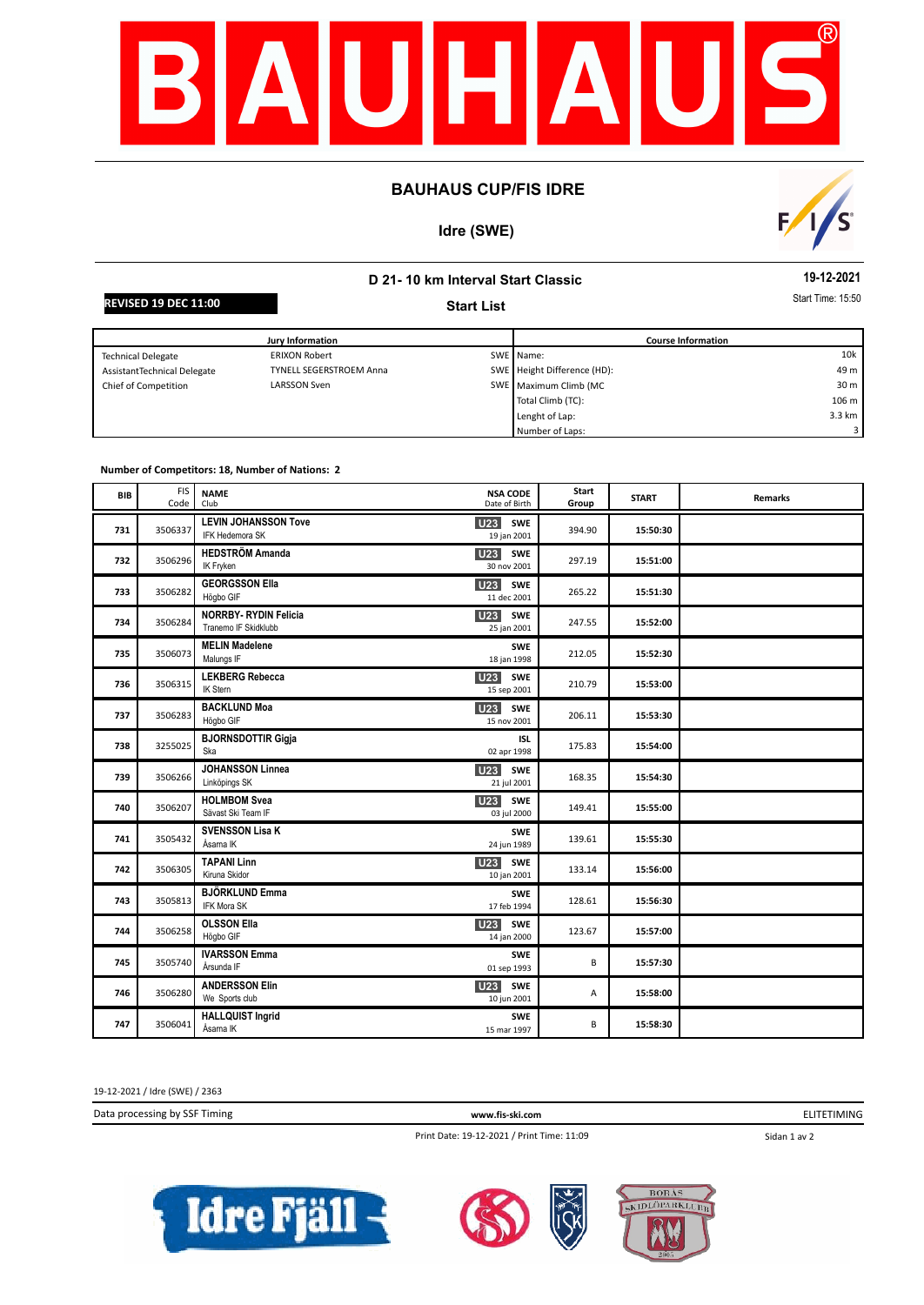# BAUHAUS CUP/FIS IDRE

## Idre (SWE)

### D 21- 10 km Interval Start Classic

**19-12-2021**

**REVISED 19 DEC 11:00**

**Start List**

Start Time: 15:50

| Jury Information | | | Course Information | |
|---|---|---|---|---|
| Technical Delegate | ERIXON Robert | SWE | Name: | 10k |
| AssistantTechnical Delegate | TYNELL SEGERSTROEM Anna | SWE | Height Difference (HD): | 49 m |
| Chief of Competition | LARSSON Sven | SWE | Maximum Climb (MC | 30 m |
| | | | Total Climb (TC): | 106 m |
| | | | Lenght of Lap: | 3.3 km |
| | | | Number of Laps: | 3 |

**Number of Competitors: 18, Number of Nations: 2**

| BIB | FIS Code | NAME / Club | NSA CODE / Date of Birth | Start Group | START | Remarks |
|---|---|---|---|---|---|---|
| 731 | 3506337 | **LEVIN JOHANSSON Tove** IFK Hedemora SK | U23 SWE 19 jan 2001 | 394.90 | 15:50:30 | |
| 732 | 3506296 | **HEDSTRÖM Amanda** IK Fryken | U23 SWE 30 nov 2001 | 297.19 | 15:51:00 | |
| 733 | 3506282 | **GEORGSSON Ella** Högbo GIF | U23 SWE 11 dec 2001 | 265.22 | 15:51:30 | |
| 734 | 3506284 | **NORRBY- RYDIN Felicia** Tranemo IF Skidklubb | U23 SWE 25 jan 2001 | 247.55 | 15:52:00 | |
| 735 | 3506073 | **MELIN Madelene** Malungs IF | SWE 18 jan 1998 | 212.05 | 15:52:30 | |
| 736 | 3506315 | **LEKBERG Rebecca** IK Stern | U23 SWE 15 sep 2001 | 210.79 | 15:53:00 | |
| 737 | 3506283 | **BACKLUND Moa** Högbo GIF | U23 SWE 15 nov 2001 | 206.11 | 15:53:30 | |
| 738 | 3255025 | **BJORNSDOTTIR Gigja** Ska | ISL 02 apr 1998 | 175.83 | 15:54:00 | |
| 739 | 3506266 | **JOHANSSON Linnea** Linköpings SK | U23 SWE 21 jul 2001 | 168.35 | 15:54:30 | |
| 740 | 3506207 | **HOLMBOM Svea** Sävast Ski Team IF | U23 SWE 03 jul 2000 | 149.41 | 15:55:00 | |
| 741 | 3505432 | **SVENSSON Lisa K** Åsarna IK | SWE 24 jun 1989 | 139.61 | 15:55:30 | |
| 742 | 3506305 | **TAPANI Linn** Kiruna Skidor | U23 SWE 10 jan 2001 | 133.14 | 15:56:00 | |
| 743 | 3505813 | **BJÖRKLUND Emma** IFK Mora SK | SWE 17 feb 1994 | 128.61 | 15:56:30 | |
| 744 | 3506258 | **OLSSON Ella** Högbo GIF | U23 SWE 14 jan 2000 | 123.67 | 15:57:00 | |
| 745 | 3505740 | **IVARSSON Emma** Årsunda IF | SWE 01 sep 1993 | B | 15:57:30 | |
| 746 | 3506280 | **ANDERSSON Elin** We Sports club | U23 SWE 10 jun 2001 | A | 15:58:00 | |
| 747 | 3506041 | **HALLQUIST Ingrid** Åsarna IK | SWE 15 mar 1997 | B | 15:58:30 | |

19-12-2021 / Idre (SWE) / 2363

Data processing by SSF Timing — www.fis-ski.com — ELITETIMING

Print Date: 19-12-2021 / Print Time: 11:09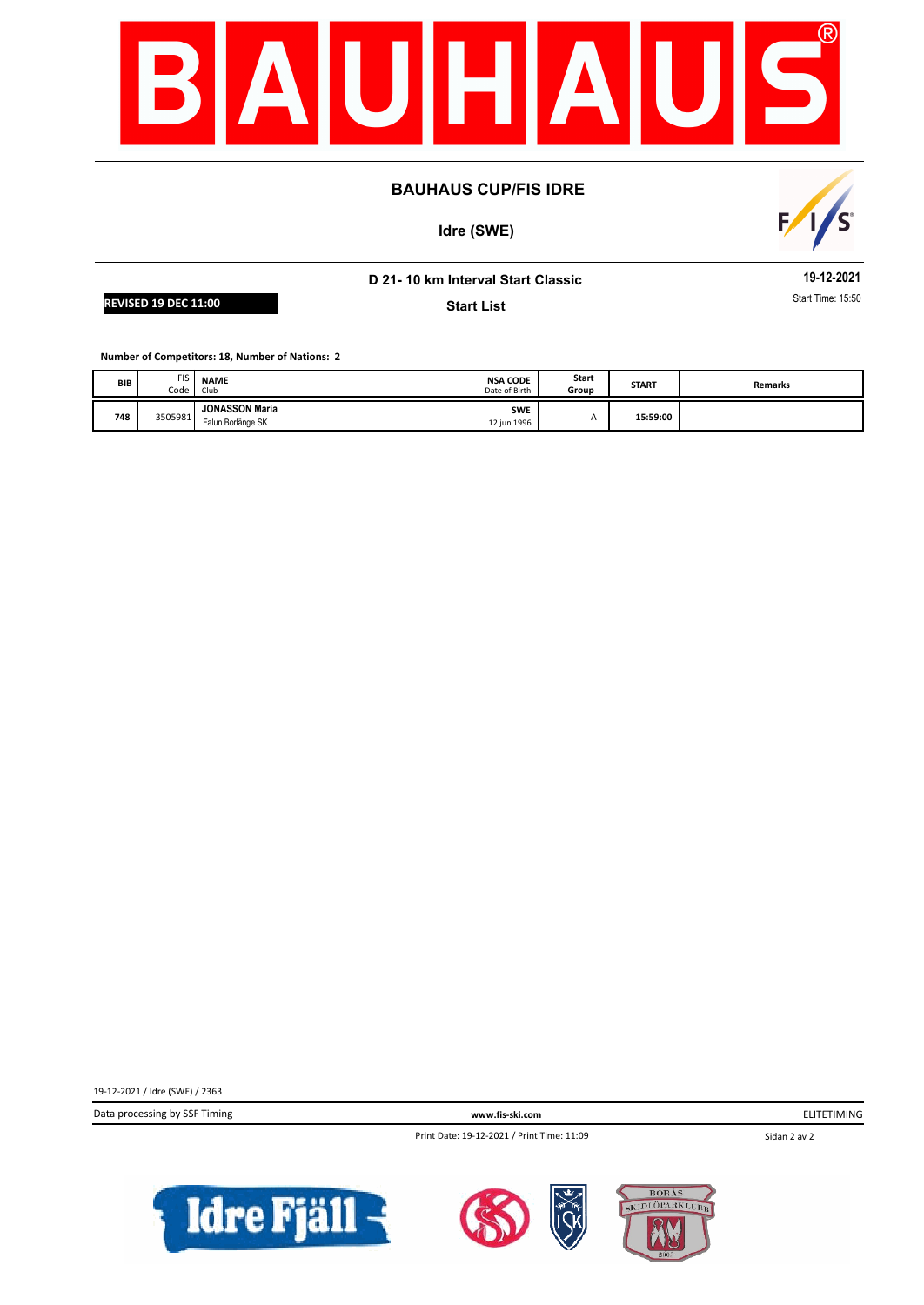# BAUHAUS CUP/FIS IDRE

## Idre (SWE)

### D 21- 10 km Interval Start Classic

**19-12-2021**

**REVISED 19 DEC 11:00**

### Start List

Start Time: 15:50

**Number of Competitors: 18, Number of Nations: 2**

| BIB | FIS Code | NAME / Club | NSA CODE / Date of Birth | Start Group | START | Remarks |
|---|---|---|---|---|---|---|
| 748 | 3505981 | **JONASSON Maria** / Falun Borlänge SK | **SWE** / 12 jun 1996 | A | 15:59:00 | |

19-12-2021 / Idre (SWE) / 2363

Data processing by SSF Timing

**www.fis-ski.com**

ELITETIMING

Print Date: 19-12-2021 / Print Time: 11:09